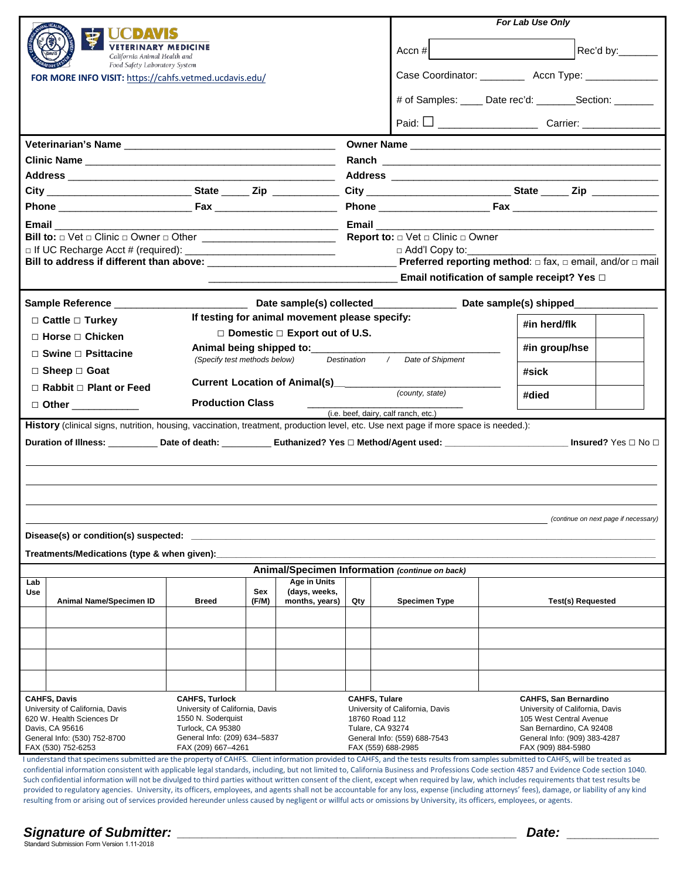**UCDAVIS VETERINARY MEDICINE**
California Animal Health and Food Safety Laboratory System

**FOR MORE INFO VISIT:** https://cahfs.vetmed.ucdavis.edu/

| *For Lab Use Only* | |
|---|---|
| Accn # | Rec'd by:_______ |
| Case Coordinator: ________ | Accn Type: _____________ |
| # of Samples: ____ Date rec'd: _______ | Section: _______ |
| Paid: ☐ _________________ | Carrier: ______________ |

**Veterinarian's Name** ____________________________________

**Clinic Name** ____________________________________________

**Address** ________________________________________________

**City** _________________________ **State** _____ **Zip** ___________

**Phone** _______________________ **Fax** _____________________

**Email** _________________________________________________

**Bill to:** □ Vet □ Clinic □ Owner □ Other _______________________

□ If UC Recharge Acct # (required): ___________________________

**Bill to address if different than above:** ________________________________

**Owner Name** ______________________________________________

**Ranch** __________________________________________________

**Address** ________________________________________________

**City** _________________________ **State** _____ **Zip** ___________

**Phone** ___________________ **Fax** _________________________

**Email** _________________________________________________

**Report to:** □ Vet □ Clinic □ Owner

□ Add'l Copy to:_________________________________

**Preferred reporting method**: □ fax, □ email, and/or □ mail

**Email notification of sample receipt? Yes** □

---

**Sample Reference** ______________________ **Date sample(s) collected**______________ **Date sample(s) shipped**______________

□ **Cattle** □ **Turkey**
□ **Horse** □ **Chicken**
□ **Swine** □ **Psittacine**
□ **Sheep** □ **Goat**
□ **Rabbit** □ **Plant or Feed**
□ **Other** ___________

**If testing for animal movement please specify:**

□ **Domestic** □ **Export out of U.S.**

**Animal being shipped to:**_________________________________
*(Specify test methods below)* *Destination / Date of Shipment*

**Current Location of Animal(s)**_____________________________
*(county, state)*

**Production Class** ______________________________
(i.e. beef, dairy, calf ranch, etc.)

| | |
|---|---|
| **#in herd/flk** | |
| **#in group/hse** | |
| **#sick** | |
| **#died** | |

**History** (clinical signs, nutrition, housing, vaccination, treatment, production level, etc. Use next page if more space is needed.):

**Duration of Illness:** _________ **Date of death:** _________ **Euthanized? Yes** □ **Method/Agent used:** ______________________ **Insured?** Yes □ No □

_____________________________________________________________________________________________

_____________________________________________________________________________________________

_____________________________________________________________________________________________

_____________________________________________________________________________ *(continue on next page if necessary)*

**Disease(s) or condition(s) suspected:** ___________________________________________________________

**Treatments/Medications (type & when given):**_____________________________________________________

**Animal/Specimen Information** *(continue on back)*

| Lab Use | Animal Name/Specimen ID | Breed | Sex (F/M) | Age in Units (days, weeks, months, years) | Qty | Specimen Type | Test(s) Requested |
|---|---|---|---|---|---|---|---|
| | | | | | | | |
| | | | | | | | |
| | | | | | | | |
| | | | | | | | |

| **CAHFS, Davis** | **CAHFS, Turlock** | **CAHFS, Tulare** | **CAHFS, San Bernardino** |
|---|---|---|---|
| University of California, Davis | University of California, Davis | University of California, Davis | University of California, Davis |
| 620 W. Health Sciences Dr | 1550 N. Soderquist | 18760 Road 112 | 105 West Central Avenue |
| Davis, CA 95616 | Turlock, CA 95380 | Tulare, CA 93274 | San Bernardino, CA 92408 |
| General Info: (530) 752-8700 | General Info: (209) 634–5837 | General Info: (559) 688-7543 | General Info: (909) 383-4287 |
| FAX (530) 752-6253 | FAX (209) 667–4261 | FAX (559) 688-2985 | FAX (909) 884-5980 |

I understand that specimens submitted are the property of CAHFS. Client information provided to CAHFS, and the tests results from samples submitted to CAHFS, will be treated as confidential information consistent with applicable legal standards, including, but not limited to, California Business and Professions Code section 4857 and Evidence Code section 1040. Such confidential information will not be divulged to third parties without written consent of the client, except when required by law, which includes requirements that test results be provided to regulatory agencies. University, its officers, employees, and agents shall not be accountable for any loss, expense (including attorneys' fees), damage, or liability of any kind resulting from or arising out of services provided hereunder unless caused by negligent or willful acts or omissions by University, its officers, employees, or agents.

***Signature of Submitter:*** ______________________________________________ ***Date:*** _____________

Standard Submission Form Version 1.11-2018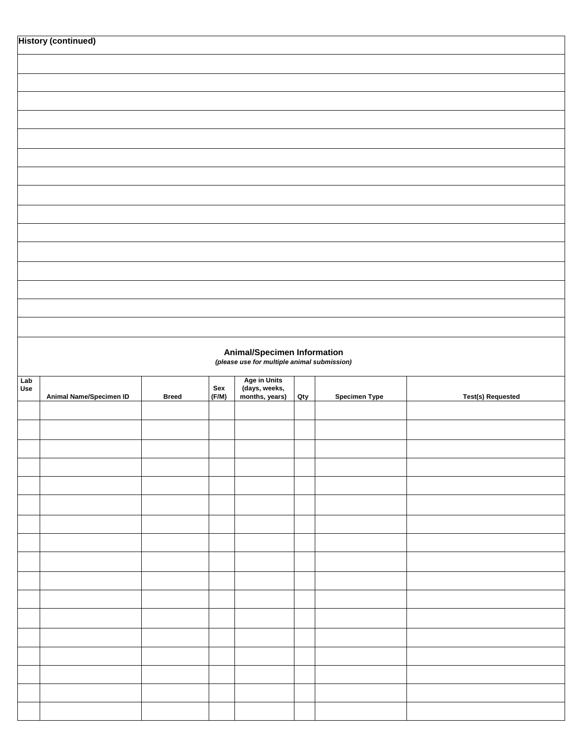**History (continued)**

| |
|---|
| |
| |
| |
| |
| |
| |
| |
| |
| |
| |
| |
| |
| |
| |
| |

## Animal/Specimen Information

***(please use for multiple animal submission)***

| Lab Use | Animal Name/Specimen ID | Breed | Sex (F/M) | Age in Units (days, weeks, months, years) | Qty | Specimen Type | Test(s) Requested |
|---|---|---|---|---|---|---|---|
| | | | | | | | |
| | | | | | | | |
| | | | | | | | |
| | | | | | | | |
| | | | | | | | |
| | | | | | | | |
| | | | | | | | |
| | | | | | | | |
| | | | | | | | |
| | | | | | | | |
| | | | | | | | |
| | | | | | | | |
| | | | | | | | |
| | | | | | | | |
| | | | | | | | |
| | | | | | | | |
| | | | | | | | |